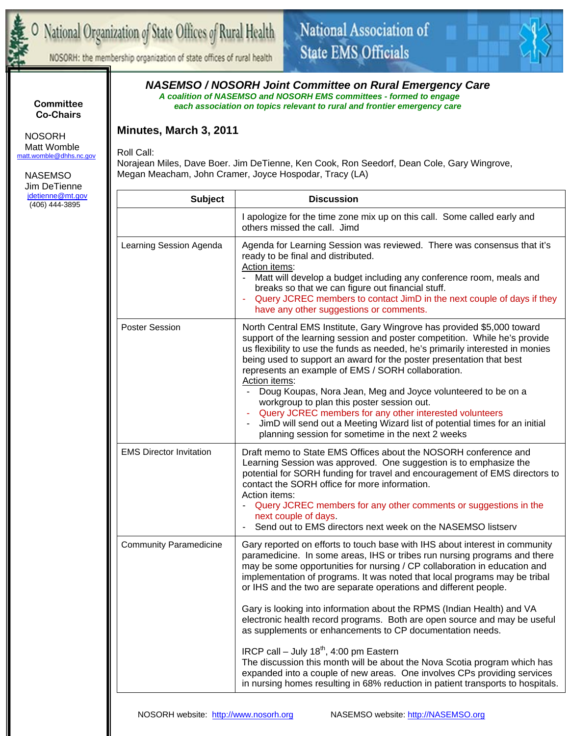National Organization of State Offices of Rural Health

NOSORH: the membership organization of state offices of rural health

National Association of State EMS Officials

**Committee Co-Chairs**

NOSORH
Matt Womble
matt.womble@dhhs.nc.gov

NASEMSO
Jim DeTienne
jdetienne@mt.gov
(406) 444-3895

## *NASEMSO / NOSORH Joint Committee on Rural Emergency Care*

***A coalition of NASEMSO and NOSORH EMS committees - formed to engage each association on topics relevant to rural and frontier emergency care***

### Minutes, March 3, 2011

Roll Call:
Norajean Miles, Dave Boer. Jim DeTienne, Ken Cook, Ron Seedorf, Dean Cole, Gary Wingrove, Megan Meacham, John Cramer, Joyce Hospodar, Tracy (LA)

| Subject | Discussion |
|---|---|
| | I apologize for the time zone mix up on this call. Some called early and others missed the call. Jimd |
| Learning Session Agenda | Agenda for Learning Session was reviewed. There was consensus that it's ready to be final and distributed.<br>Action items:<br>- Matt will develop a budget including any conference room, meals and breaks so that we can figure out financial stuff.<br>- Query JCREC members to contact JimD in the next couple of days if they have any other suggestions or comments. |
| Poster Session | North Central EMS Institute, Gary Wingrove has provided $5,000 toward support of the learning session and poster competition. While he's provide us flexibility to use the funds as needed, he's primarily interested in monies being used to support an award for the poster presentation that best represents an example of EMS / SORH collaboration.<br>Action items:<br>- Doug Koupas, Nora Jean, Meg and Joyce volunteered to be on a workgroup to plan this poster session out.<br>- Query JCREC members for any other interested volunteers<br>- JimD will send out a Meeting Wizard list of potential times for an initial planning session for sometime in the next 2 weeks |
| EMS Director Invitation | Draft memo to State EMS Offices about the NOSORH conference and Learning Session was approved. One suggestion is to emphasize the potential for SORH funding for travel and encouragement of EMS directors to contact the SORH office for more information.<br>Action items:<br>- Query JCREC members for any other comments or suggestions in the next couple of days.<br>- Send out to EMS directors next week on the NASEMSO listserv |
| Community Paramedicine | Gary reported on efforts to touch base with IHS about interest in community paramedicine. In some areas, IHS or tribes run nursing programs and there may be some opportunities for nursing / CP collaboration in education and implementation of programs. It was noted that local programs may be tribal or IHS and the two are separate operations and different people.<br><br>Gary is looking into information about the RPMS (Indian Health) and VA electronic health record programs. Both are open source and may be useful as supplements or enhancements to CP documentation needs.<br><br>IRCP call – July 18th, 4:00 pm Eastern<br>The discussion this month will be about the Nova Scotia program which has expanded into a couple of new areas. One involves CPs providing services in nursing homes resulting in 68% reduction in patient transports to hospitals. |

NOSORH website: http://www.nosorh.org NASEMSO website: http://NASEMSO.org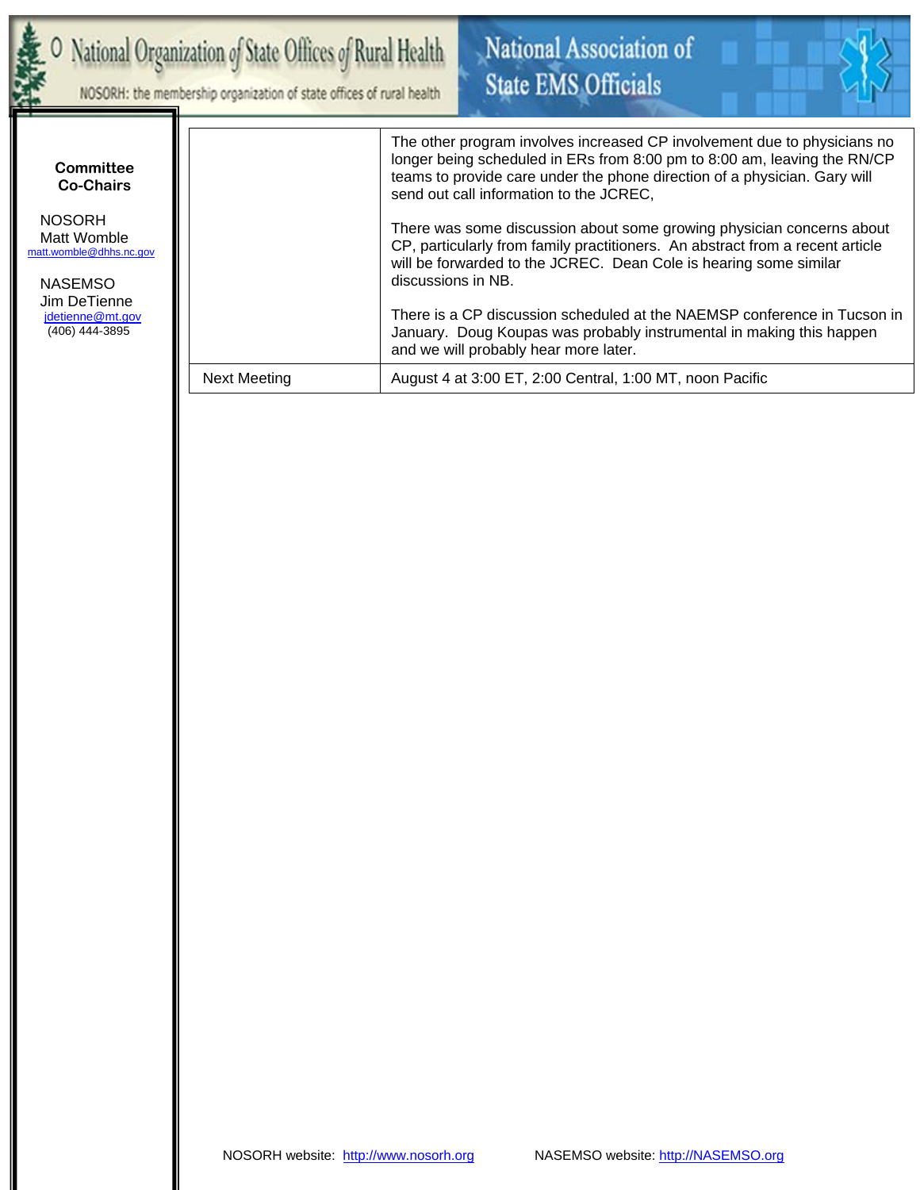**Committee Co-Chairs**

NOSORH
Matt Womble
matt.womble@dhhs.nc.gov

NASEMSO
Jim DeTienne
jdetienne@mt.gov
(406) 444-3895

| | |
|---|---|
| | The other program involves increased CP involvement due to physicians no longer being scheduled in ERs from 8:00 pm to 8:00 am, leaving the RN/CP teams to provide care under the phone direction of a physician. Gary will send out call information to the JCREC,<br><br>There was some discussion about some growing physician concerns about CP, particularly from family practitioners. An abstract from a recent article will be forwarded to the JCREC. Dean Cole is hearing some similar discussions in NB.<br><br>There is a CP discussion scheduled at the NAEMSP conference in Tucson in January. Doug Koupas was probably instrumental in making this happen and we will probably hear more later. |
| Next Meeting | August 4 at 3:00 ET, 2:00 Central, 1:00 MT, noon Pacific |

NOSORH website: http://www.nosorh.org NASEMSO website: http://NASEMSO.org